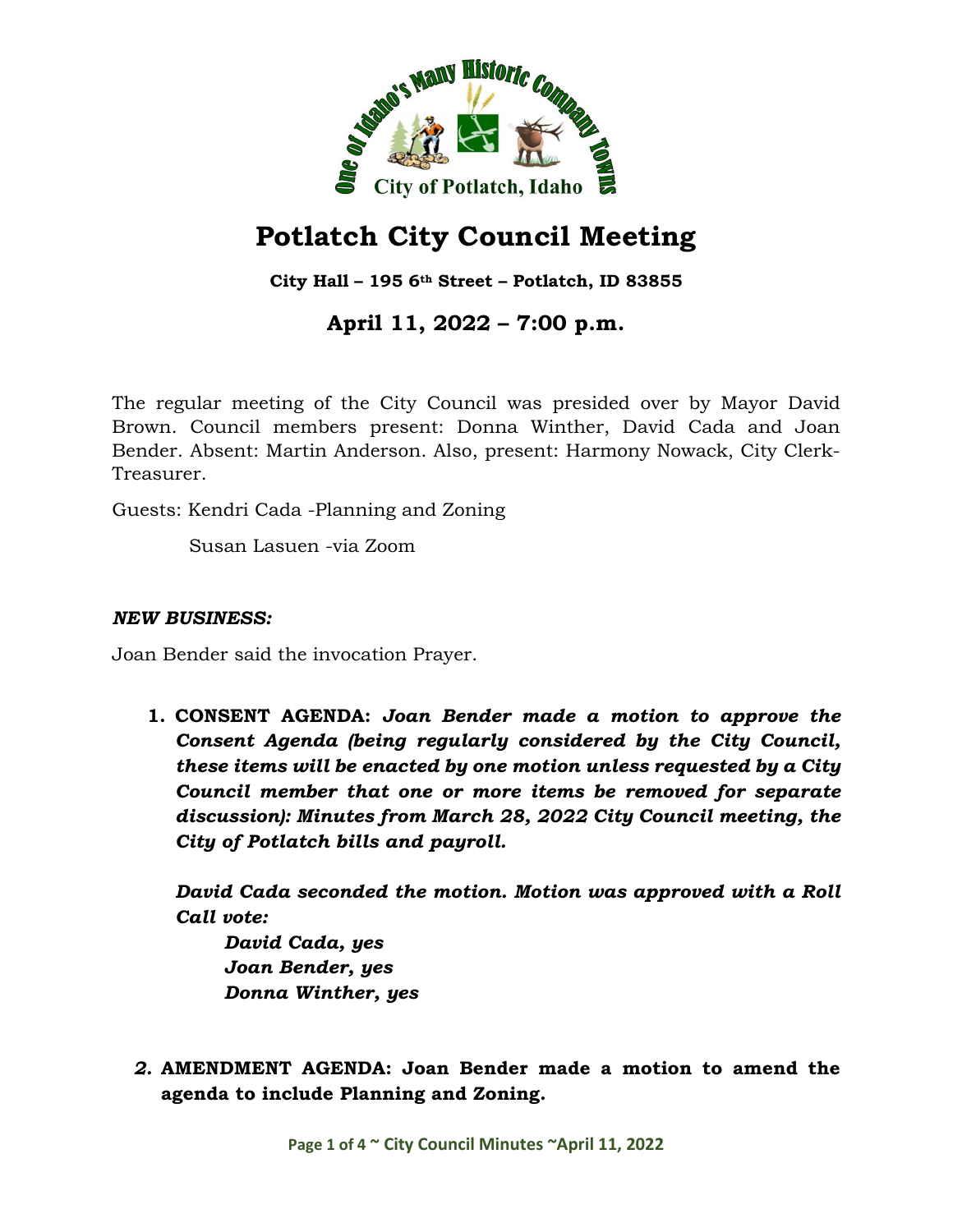# Potlatch City Council Meeting

**City Hall – 195 6th Street – Potlatch, ID 83855**

## April 11, 2022 – 7:00 p.m.

The regular meeting of the City Council was presided over by Mayor David Brown. Council members present: Donna Winther, David Cada and Joan Bender. Absent: Martin Anderson. Also, present: Harmony Nowack, City Clerk-Treasurer.

Guests: Kendri Cada -Planning and Zoning

Susan Lasuen -via Zoom

***NEW BUSINESS:***

Joan Bender said the invocation Prayer.

1. **CONSENT AGENDA:** ***Joan Bender made a motion to approve the Consent Agenda (being regularly considered by the City Council, these items will be enacted by one motion unless requested by a City Council member that one or more items be removed for separate discussion): Minutes from March 28, 2022 City Council meeting, the City of Potlatch bills and payroll.***

   ***David Cada seconded the motion. Motion was approved with a Roll Call vote:***

   ***David Cada, yes***
   ***Joan Bender, yes***
   ***Donna Winther, yes***

2. **AMENDMENT AGENDA: Joan Bender made a motion to amend the agenda to include Planning and Zoning.**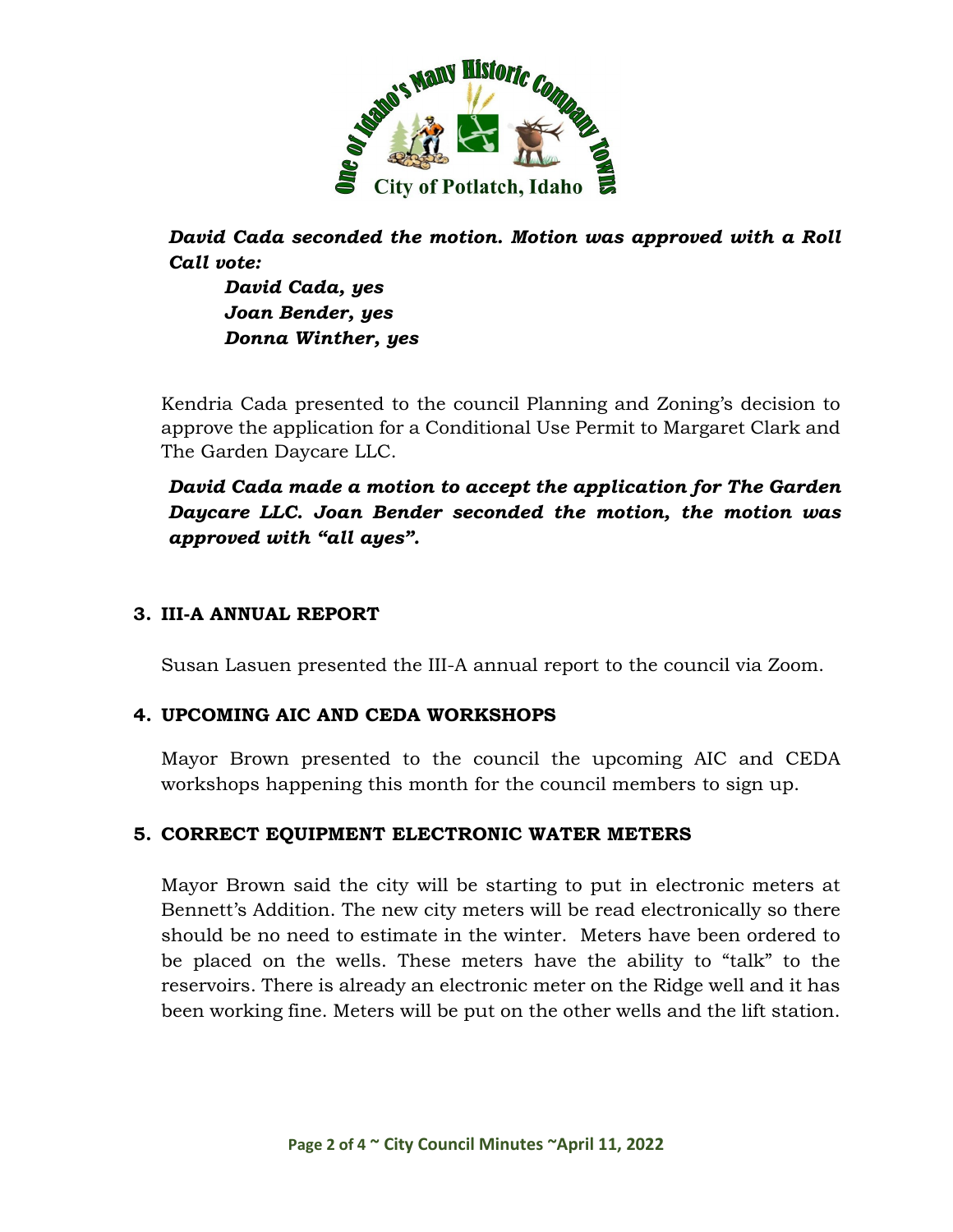***David Cada seconded the motion. Motion was approved with a Roll Call vote:***

> ***David Cada, yes***
> ***Joan Bender, yes***
> ***Donna Winther, yes***

Kendria Cada presented to the council Planning and Zoning's decision to approve the application for a Conditional Use Permit to Margaret Clark and The Garden Daycare LLC.

***David Cada made a motion to accept the application for The Garden Daycare LLC. Joan Bender seconded the motion, the motion was approved with "all ayes".***

**3. III-A ANNUAL REPORT**

Susan Lasuen presented the III-A annual report to the council via Zoom.

**4. UPCOMING AIC AND CEDA WORKSHOPS**

Mayor Brown presented to the council the upcoming AIC and CEDA workshops happening this month for the council members to sign up.

**5. CORRECT EQUIPMENT ELECTRONIC WATER METERS**

Mayor Brown said the city will be starting to put in electronic meters at Bennett's Addition. The new city meters will be read electronically so there should be no need to estimate in the winter. Meters have been ordered to be placed on the wells. These meters have the ability to "talk" to the reservoirs. There is already an electronic meter on the Ridge well and it has been working fine. Meters will be put on the other wells and the lift station.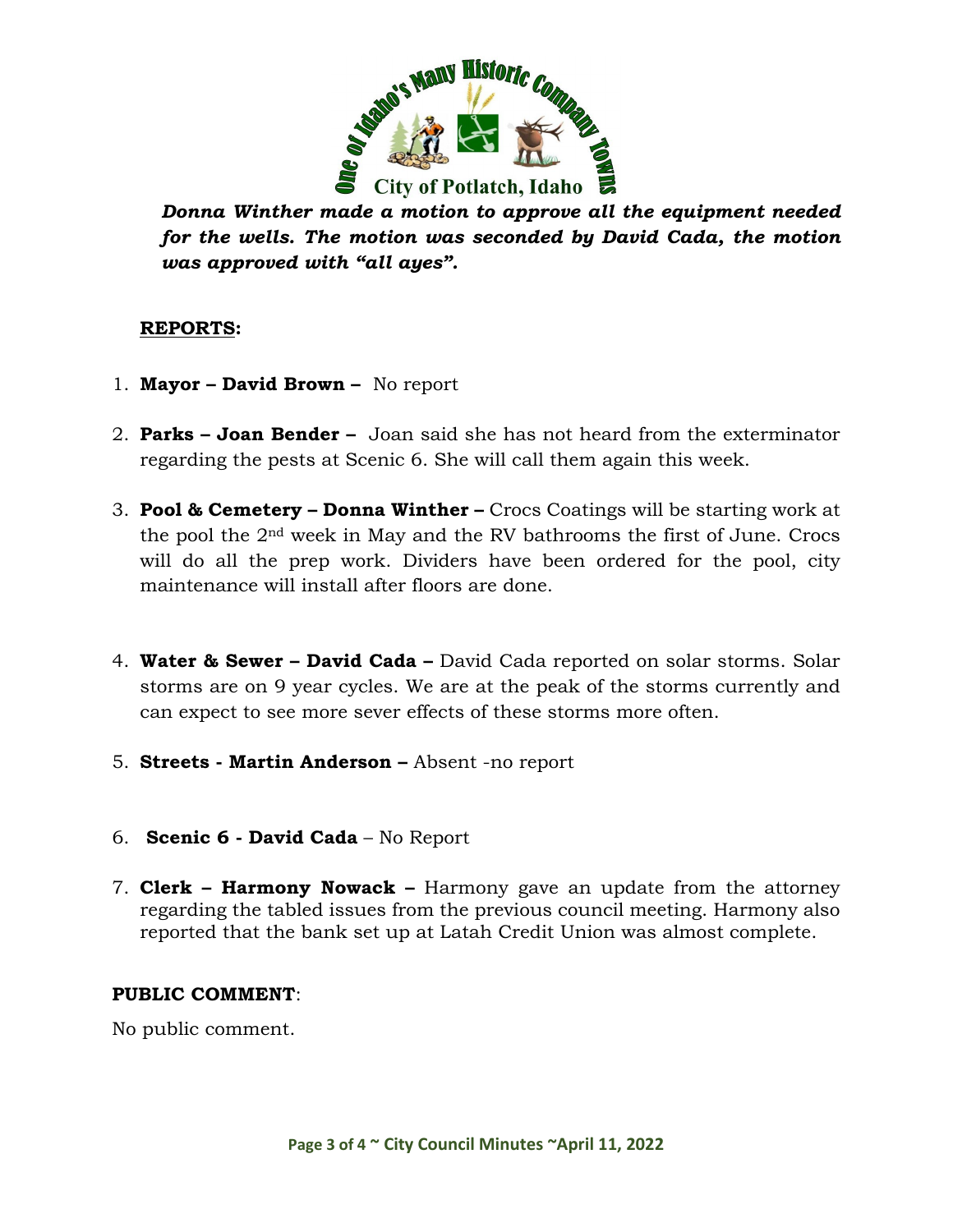***Donna Winther made a motion to approve all the equipment needed for the wells. The motion was seconded by David Cada, the motion was approved with "all ayes".***

## **REPORTS:**

1. **Mayor – David Brown –** No report

2. **Parks – Joan Bender –** Joan said she has not heard from the exterminator regarding the pests at Scenic 6. She will call them again this week.

3. **Pool & Cemetery – Donna Winther –** Crocs Coatings will be starting work at the pool the 2nd week in May and the RV bathrooms the first of June. Crocs will do all the prep work. Dividers have been ordered for the pool, city maintenance will install after floors are done.

4. **Water & Sewer – David Cada –** David Cada reported on solar storms. Solar storms are on 9 year cycles. We are at the peak of the storms currently and can expect to see more sever effects of these storms more often.

5. **Streets - Martin Anderson –** Absent -no report

6. **Scenic 6 - David Cada** – No Report

7. **Clerk – Harmony Nowack –** Harmony gave an update from the attorney regarding the tabled issues from the previous council meeting. Harmony also reported that the bank set up at Latah Credit Union was almost complete.

**PUBLIC COMMENT**:

No public comment.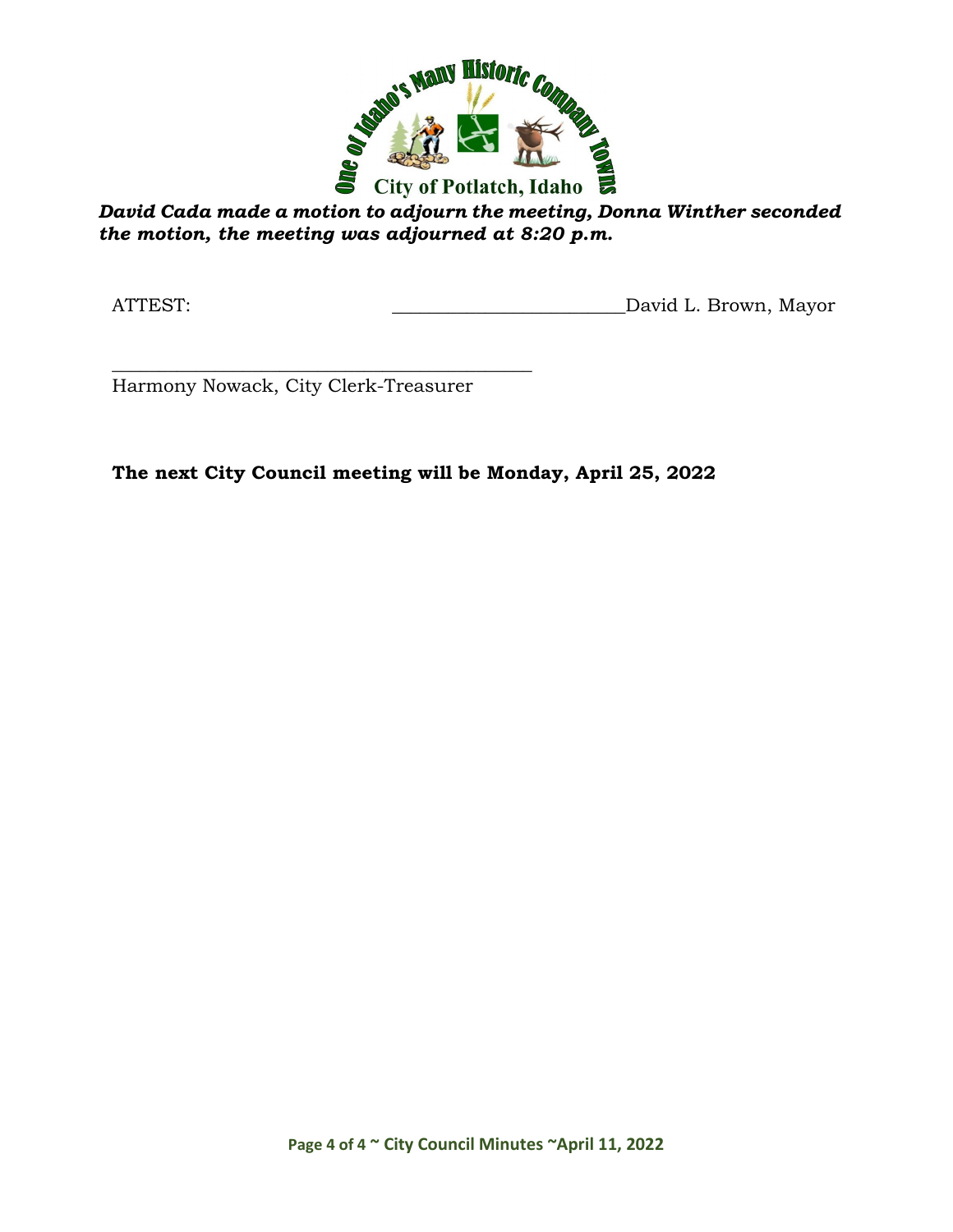***David Cada made a motion to adjourn the meeting, Donna Winther seconded the motion, the meeting was adjourned at 8:20 p.m.***

ATTEST: ________________________David L. Brown, Mayor

_______________________________________________
Harmony Nowack, City Clerk-Treasurer

**The next City Council meeting will be Monday, April 25, 2022**